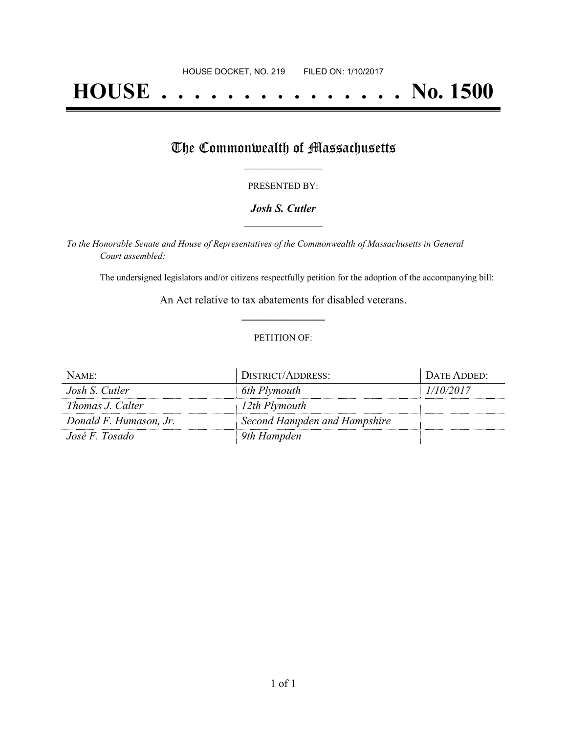HOUSE DOCKET, NO. 219 FILED ON: 1/10/2017

# HOUSE . . . . . . . . . . . . . . . No. 1500

## The Commonwealth of Massachusetts

PRESENTED BY:

***Josh S. Cutler***

*To the Honorable Senate and House of Representatives of the Commonwealth of Massachusetts in General Court assembled:*

The undersigned legislators and/or citizens respectfully petition for the adoption of the accompanying bill:

An Act relative to tax abatements for disabled veterans.

PETITION OF:

| NAME: | DISTRICT/ADDRESS: | DATE ADDED: |
|---|---|---|
| *Josh S. Cutler* | *6th Plymouth* | *1/10/2017* |
| *Thomas J. Calter* | *12th Plymouth* | |
| *Donald F. Humason, Jr.* | *Second Hampden and Hampshire* | |
| *José F. Tosado* | *9th Hampden* | |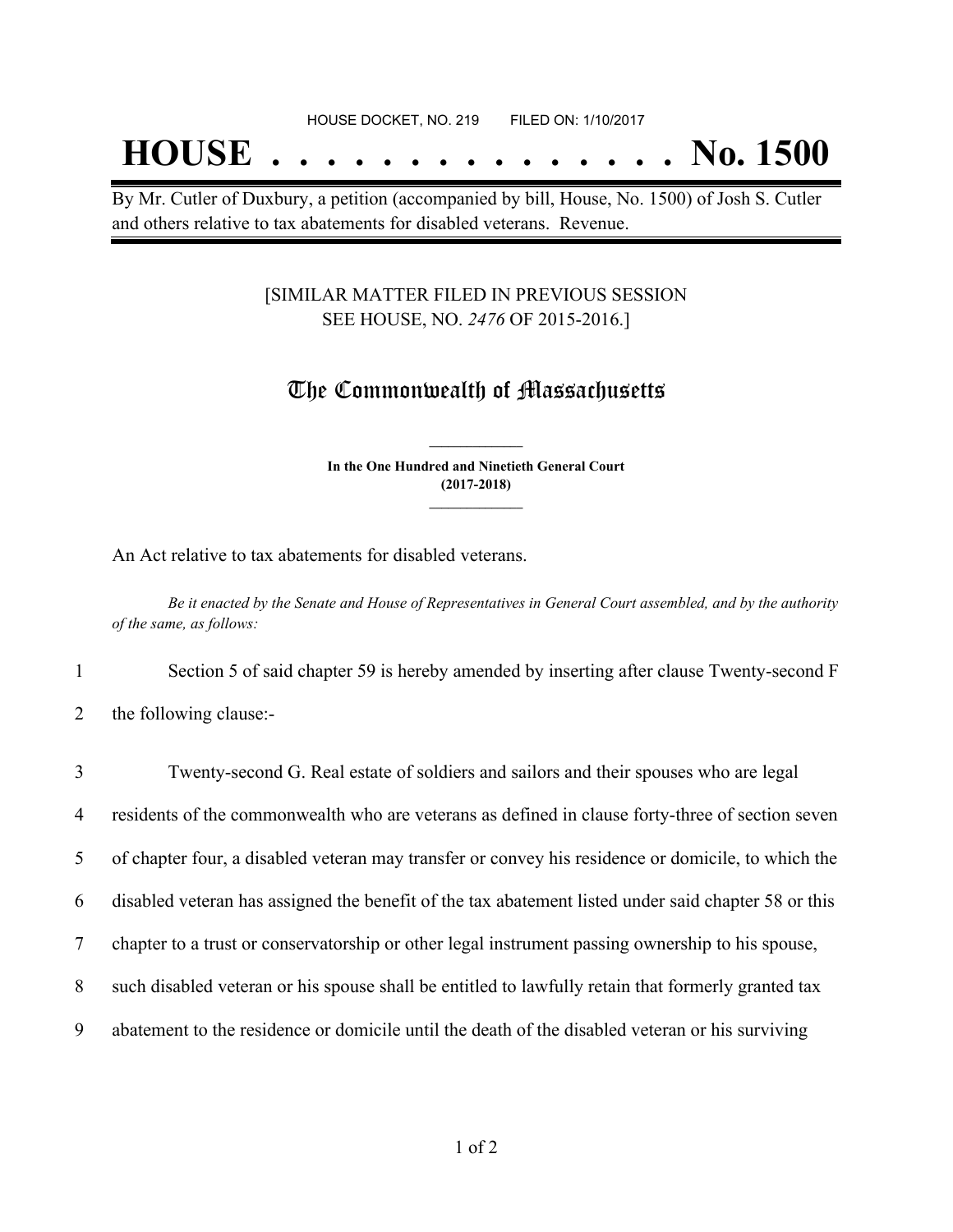HOUSE DOCKET, NO. 219 FILED ON: 1/10/2017

# HOUSE . . . . . . . . . . . . . . . No. 1500

By Mr. Cutler of Duxbury, a petition (accompanied by bill, House, No. 1500) of Josh S. Cutler and others relative to tax abatements for disabled veterans. Revenue.

[SIMILAR MATTER FILED IN PREVIOUS SESSION SEE HOUSE, NO. *2476* OF 2015-2016.]

## The Commonwealth of Massachusetts

**In the One Hundred and Ninetieth General Court (2017-2018)**

An Act relative to tax abatements for disabled veterans.

*Be it enacted by the Senate and House of Representatives in General Court assembled, and by the authority of the same, as follows:*

1 Section 5 of said chapter 59 is hereby amended by inserting after clause Twenty-second F
2 the following clause:-

3 Twenty-second G. Real estate of soldiers and sailors and their spouses who are legal
4 residents of the commonwealth who are veterans as defined in clause forty-three of section seven
5 of chapter four, a disabled veteran may transfer or convey his residence or domicile, to which the
6 disabled veteran has assigned the benefit of the tax abatement listed under said chapter 58 or this
7 chapter to a trust or conservatorship or other legal instrument passing ownership to his spouse,
8 such disabled veteran or his spouse shall be entitled to lawfully retain that formerly granted tax
9 abatement to the residence or domicile until the death of the disabled veteran or his surviving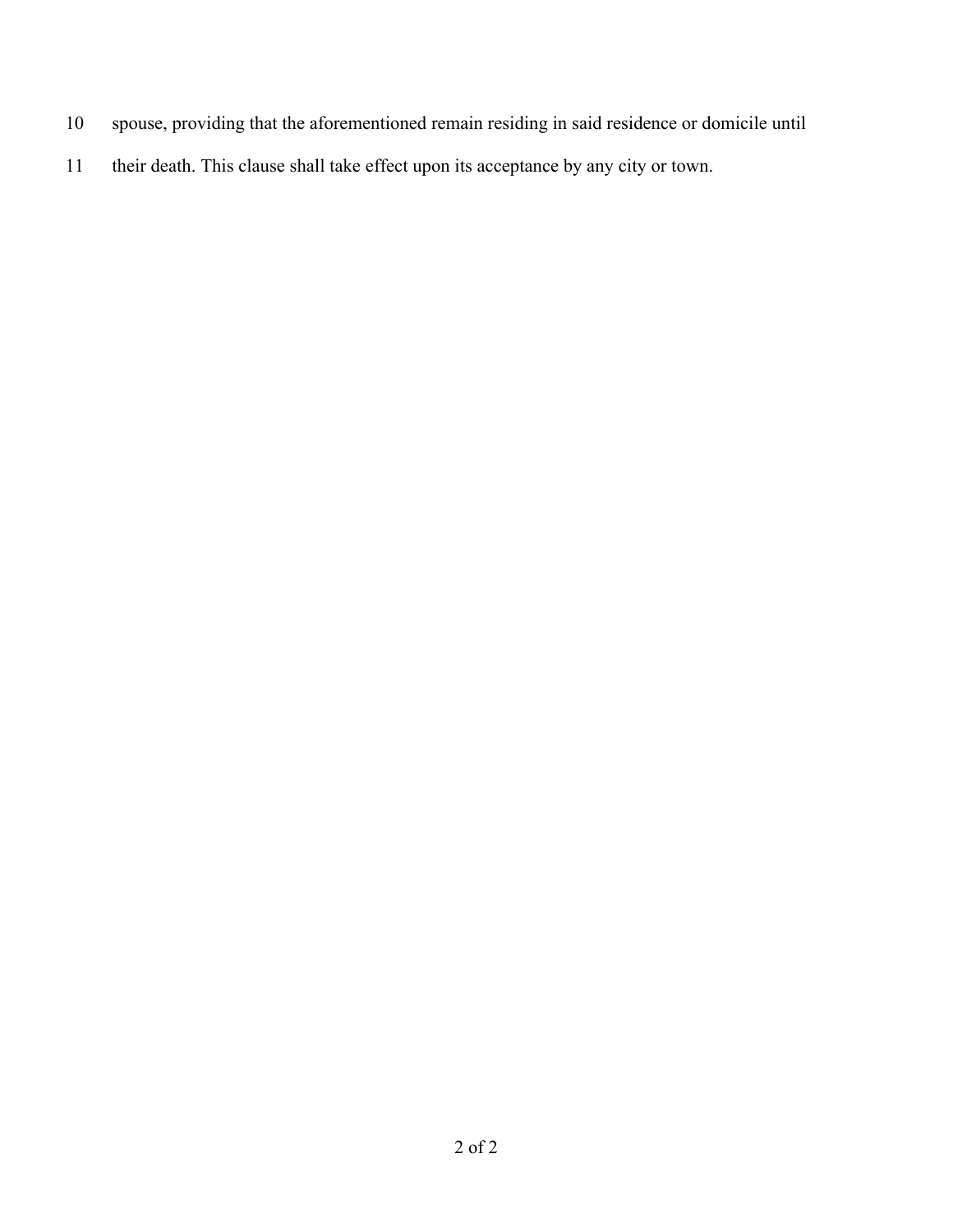spouse, providing that the aforementioned remain residing in said residence or domicile until their death. This clause shall take effect upon its acceptance by any city or town.